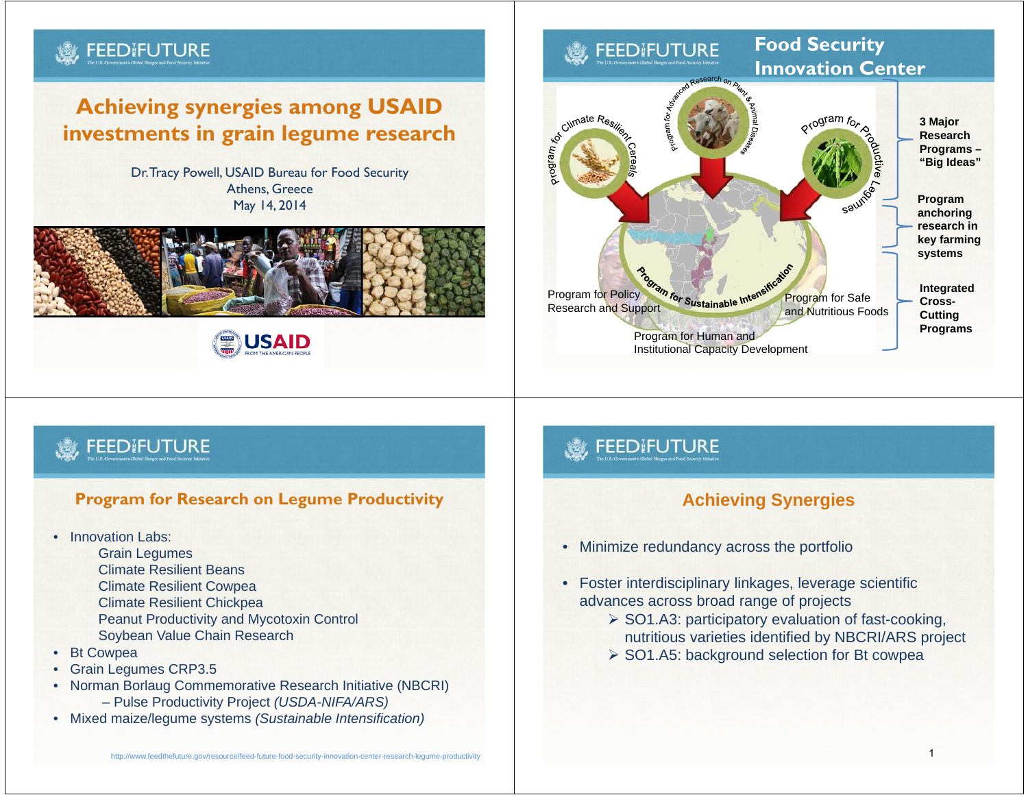# Achieving synergies among USAID investments in grain legume research

Dr. Tracy Powell, USAID Bureau for Food Security
Athens, Greece
May 14, 2014

## Food Security Innovation Center

- Program for Climate Resilient Cereals
- Program for Advanced Research on Plant & Animal Diseases
- Program for Productive Legumes

**3 Major Research Programs – "Big Ideas"**

- Program for Sustainable Intensification

**Program anchoring research in key farming systems**

- Program for Policy Research and Support
- Program for Safe and Nutritious Foods
- Program for Human and Institutional Capacity Development

**Integrated Cross-Cutting Programs**

## Program for Research on Legume Productivity

- Innovation Labs:
  - Grain Legumes
  - Climate Resilient Beans
  - Climate Resilient Cowpea
  - Climate Resilient Chickpea
  - Peanut Productivity and Mycotoxin Control
  - Soybean Value Chain Research
- Bt Cowpea
- Grain Legumes CRP3.5
- Norman Borlaug Commemorative Research Initiative (NBCRI)
  - – Pulse Productivity Project *(USDA-NIFA/ARS)*
- Mixed maize/legume systems *(Sustainable Intensification)*

http://www.feedthefuture.gov/resource/feed-future-food-security-innovation-center-research-legume-productivity

## Achieving Synergies

- Minimize redundancy across the portfolio
- Foster interdisciplinary linkages, leverage scientific advances across broad range of projects
  - SO1.A3: participatory evaluation of fast-cooking, nutritious varieties identified by NBCRI/ARS project
  - SO1.A5: background selection for Bt cowpea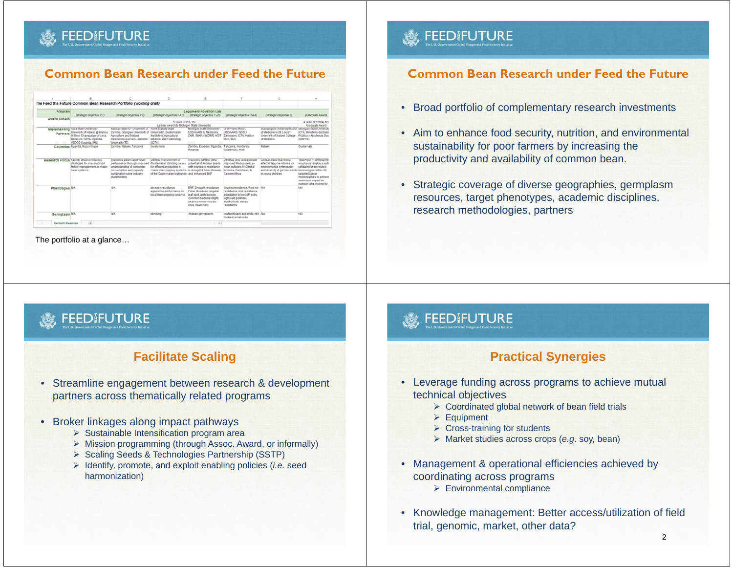## Common Bean Research under Feed the Future

The Feed the Future Common Bean Research Portfolio (*working draft*)

| Program | (strategic objective 2.1) | (strategic objective 2.2) | (strategic objective 1.A1) | (strategic objective 1.A3) | (strategic objective 1.A4) | (strategic objective 3) | (Associate Award) |
|---|---|---|---|---|---|---|---|
| Award Details | | | | 5 years (FY12-16); Leader award (to Michigan State University) | | | 4 years (FY2014-18) Associate Award |
| Implementing Partners | Iowa State University*, University of Hawaii @ Manoa, U Illinois Champaign-Urbana, Makerere, NARL Uganda, VEDCO Uganda, IIAM | Kansas State U*, University of Zambia, Lilongwe University of Agriculture and Natural Resources (LUANAR), Sokoine University (TZ) | North Dakota State University*, Guatemalan Institute of Agricultural Science and Technology (ICTA) | Michigan State University*, USDA/ARS U Nebraska, ZARI, IIAM, NaCRRI, KIST | U of Puerto Rico*, USDA/ARS, NDSU, Zamorano, ICTA, Haitian MoA, SUA | Washington University School of Medicine in St Louis*, University of Malawi College of Medicine | Michigan State University, ICTA, Ministerio de Salud Publica y Asistencia Soc (MSPAS) |
| Countries | Uganda, Mozambique | Zambia, Malawi, Tanzania | Guatemala | Zambia, Ecuador, Uganda, Rwanda | Tanzania, Honduras, Guatemala, Haiti | Malawi | Guatemala |
| Research Focus | Farmer decision-making strategies for improved soil fertility management in maize-bean systems | Improving pulse value-chain performance through improved understanding of consumer consumption and capacity building for pulse industry stakeholders | Genetic improvement of Guatemalan climbing beans for efficient production in maize intercropping systems of the Guatemalan highlands | Improving genetic yield potential of Andean beans with increased resistance to drought & total disease, and enhanced BNF | Develop, test, disseminate improved Mesoamerican bean cultivars for Central America, Caribbean, & Eastern Africa | Clinical trials examining effect of legume intakes on environmental enteropathy and diversity of gut microbiota in young children | MasFrijol -- development emphasis: deploy a suite validated bean-related technologies within 30 targeted Mayan municipalities to achieve maximum impact on nutrition and income for |
| Phenotypes | N/A | N/A | disease resistance, agronomic performance in local intercropping systems | BNF, Drought resistance, Foliar diseases (angular leaf spot, anthracnose, common bacterial blight, bean common mosaic virus, bean rust) | Bruchid resistance, Root rot resistance, viral resistance, adaptation to low N/P soils, high yield potential, abiotic/biotic stress resistance | N/A | N/A |
| Germplasm | N/A | N/A | climbing | Andean germplasm | lowland black and white, red mottled, small reds | N/A | N/A |

The portfolio at a glance…

## Common Bean Research under Feed the Future

- Broad portfolio of complementary research investments
- Aim to enhance food security, nutrition, and environmental sustainability for poor farmers by increasing the productivity and availability of common bean.
- Strategic coverage of diverse geographies, germplasm resources, target phenotypes, academic disciplines, research methodologies, partners

## Facilitate Scaling

- Streamline engagement between research & development partners across thematically related programs
- Broker linkages along impact pathways
  - Sustainable Intensification program area
  - Mission programming (through Assoc. Award, or informally)
  - Scaling Seeds & Technologies Partnership (SSTP)
  - Identify, promote, and exploit enabling policies (*i.e.* seed harmonization)

## Practical Synergies

- Leverage funding across programs to achieve mutual technical objectives
  - Coordinated global network of bean field trials
  - Equipment
  - Cross-training for students
  - Market studies across crops (*e.g.* soy, bean)
- Management & operational efficiencies achieved by coordinating across programs
  - Environmental compliance
- Knowledge management: Better access/utilization of field trial, genomic, market, other data?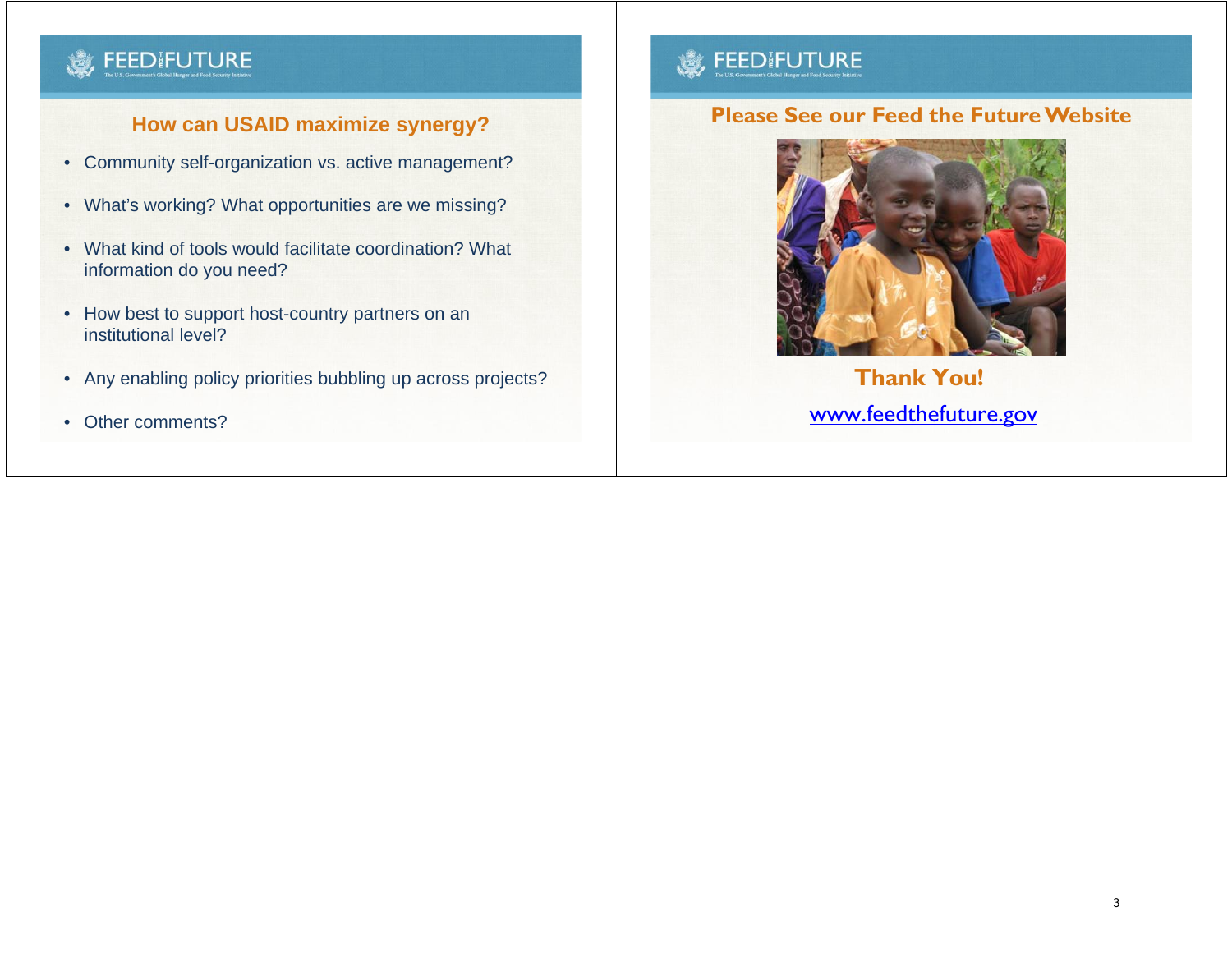## How can USAID maximize synergy?

- Community self-organization vs. active management?
- What's working? What opportunities are we missing?
- What kind of tools would facilitate coordination? What information do you need?
- How best to support host-country partners on an institutional level?
- Any enabling policy priorities bubbling up across projects?
- Other comments?

## Please See our Feed the Future Website

**Thank You!**

www.feedthefuture.gov